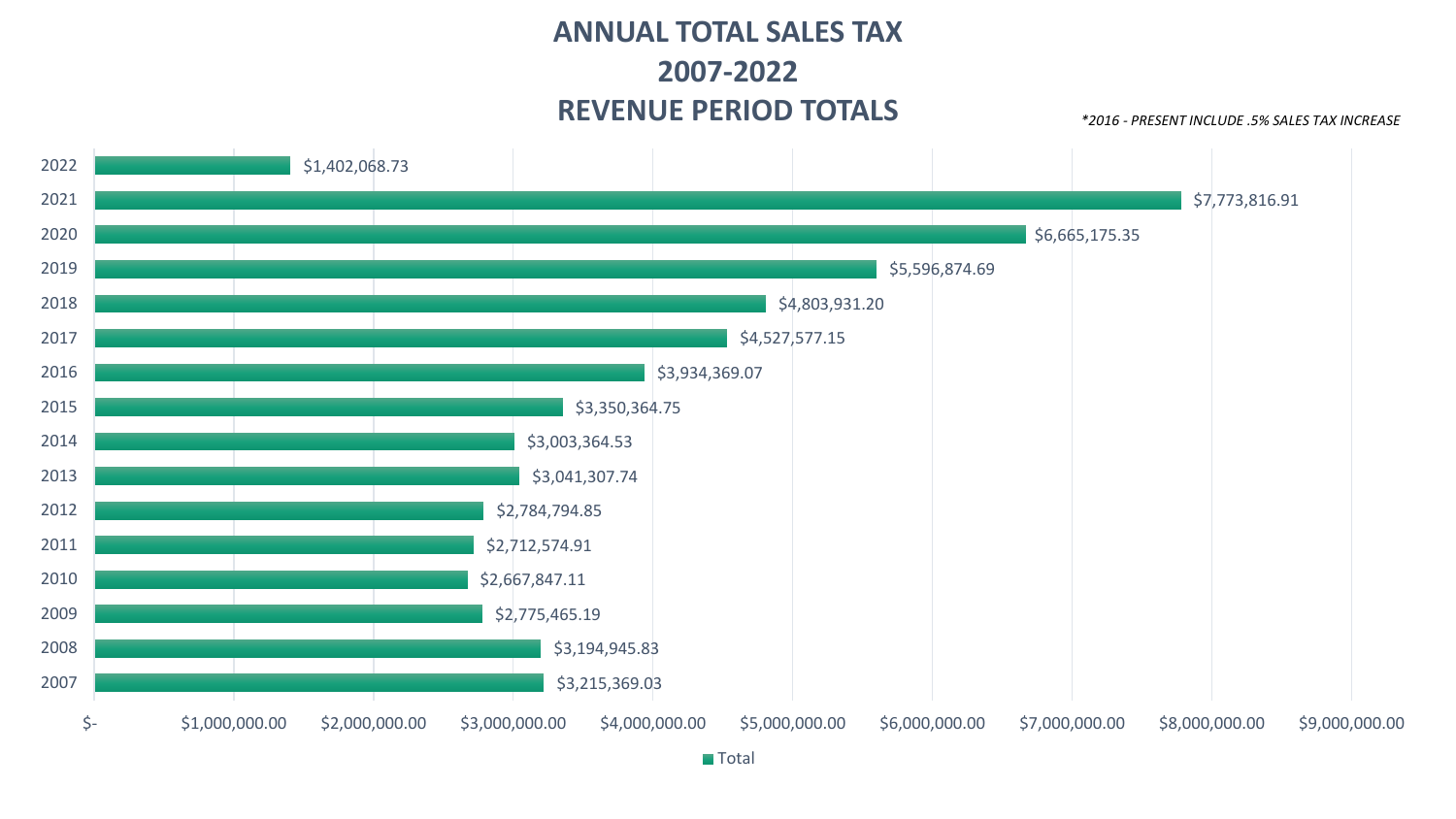# ANNUAL TOTAL SALES TAX
# 2007-2022
# REVENUE PERIOD TOTALS

*\*2016 - PRESENT INCLUDE .5% SALES TAX INCREASE*

| Year | Total |
|---|---|
| 2022 | $1,402,068.73 |
| 2021 | $7,773,816.91 |
| 2020 | $6,665,175.35 |
| 2019 | $5,596,874.69 |
| 2018 | $4,803,931.20 |
| 2017 | $4,527,577.15 |
| 2016 | $3,934,369.07 |
| 2015 | $3,350,364.75 |
| 2014 | $3,003,364.53 |
| 2013 | $3,041,307.74 |
| 2012 | $2,784,794.85 |
| 2011 | $2,712,574.91 |
| 2010 | $2,667,847.11 |
| 2009 | $2,775,465.19 |
| 2008 | $3,194,945.83 |
| 2007 | $3,215,369.03 |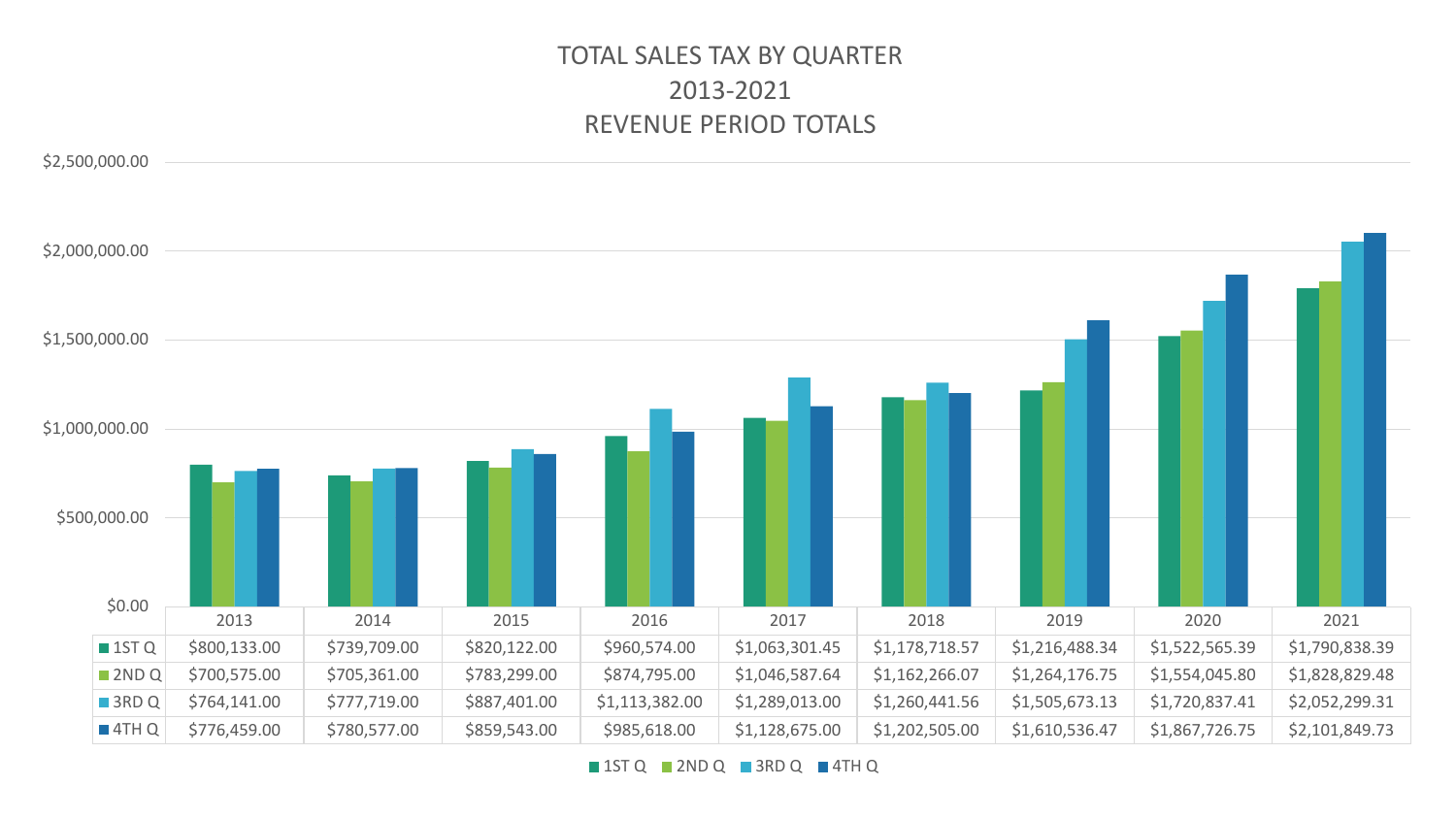# TOTAL SALES TAX BY QUARTER
## 2013-2021
## REVENUE PERIOD TOTALS

| | 2013 | 2014 | 2015 | 2016 | 2017 | 2018 | 2019 | 2020 | 2021 |
|---|---|---|---|---|---|---|---|---|---|
| 1ST Q | $800,133.00 | $739,709.00 | $820,122.00 | $960,574.00 | $1,063,301.45 | $1,178,718.57 | $1,216,488.34 | $1,522,565.39 | $1,790,838.39 |
| 2ND Q | $700,575.00 | $705,361.00 | $783,299.00 | $874,795.00 | $1,046,587.64 | $1,162,266.07 | $1,264,176.75 | $1,554,045.80 | $1,828,829.48 |
| 3RD Q | $764,141.00 | $777,719.00 | $887,401.00 | $1,113,382.00 | $1,289,013.00 | $1,260,441.56 | $1,505,673.13 | $1,720,837.41 | $2,052,299.31 |
| 4TH Q | $776,459.00 | $780,577.00 | $859,543.00 | $985,618.00 | $1,128,675.00 | $1,202,505.00 | $1,610,536.47 | $1,867,726.75 | $2,101,849.73 |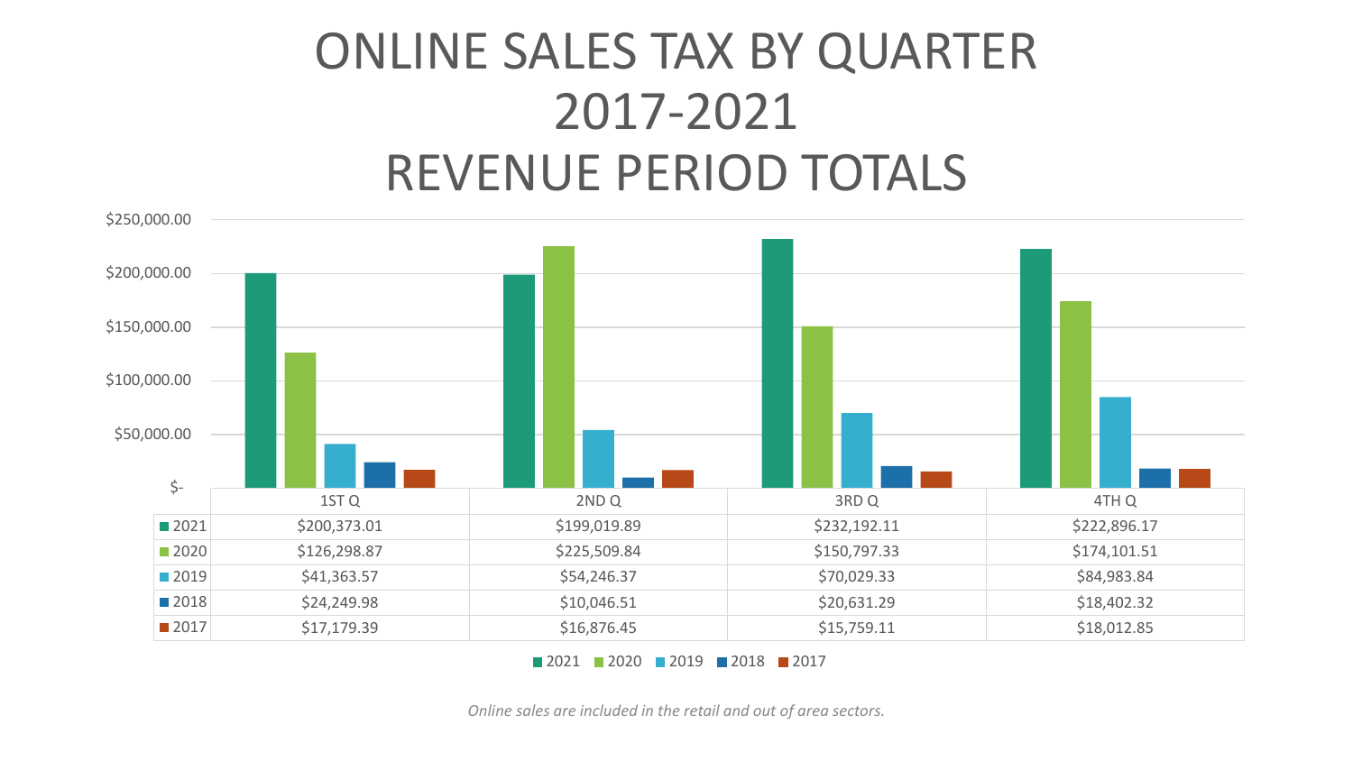# ONLINE SALES TAX BY QUARTER 2017-2021 REVENUE PERIOD TOTALS

| | 1ST Q | 2ND Q | 3RD Q | 4TH Q |
|---|---|---|---|---|
| 2021 | $200,373.01 | $199,019.89 | $232,192.11 | $222,896.17 |
| 2020 | $126,298.87 | $225,509.84 | $150,797.33 | $174,101.51 |
| 2019 | $41,363.57 | $54,246.37 | $70,029.33 | $84,983.84 |
| 2018 | $24,249.98 | $10,046.51 | $20,631.29 | $18,402.32 |
| 2017 | $17,179.39 | $16,876.45 | $15,759.11 | $18,012.85 |

*Online sales are included in the retail and out of area sectors.*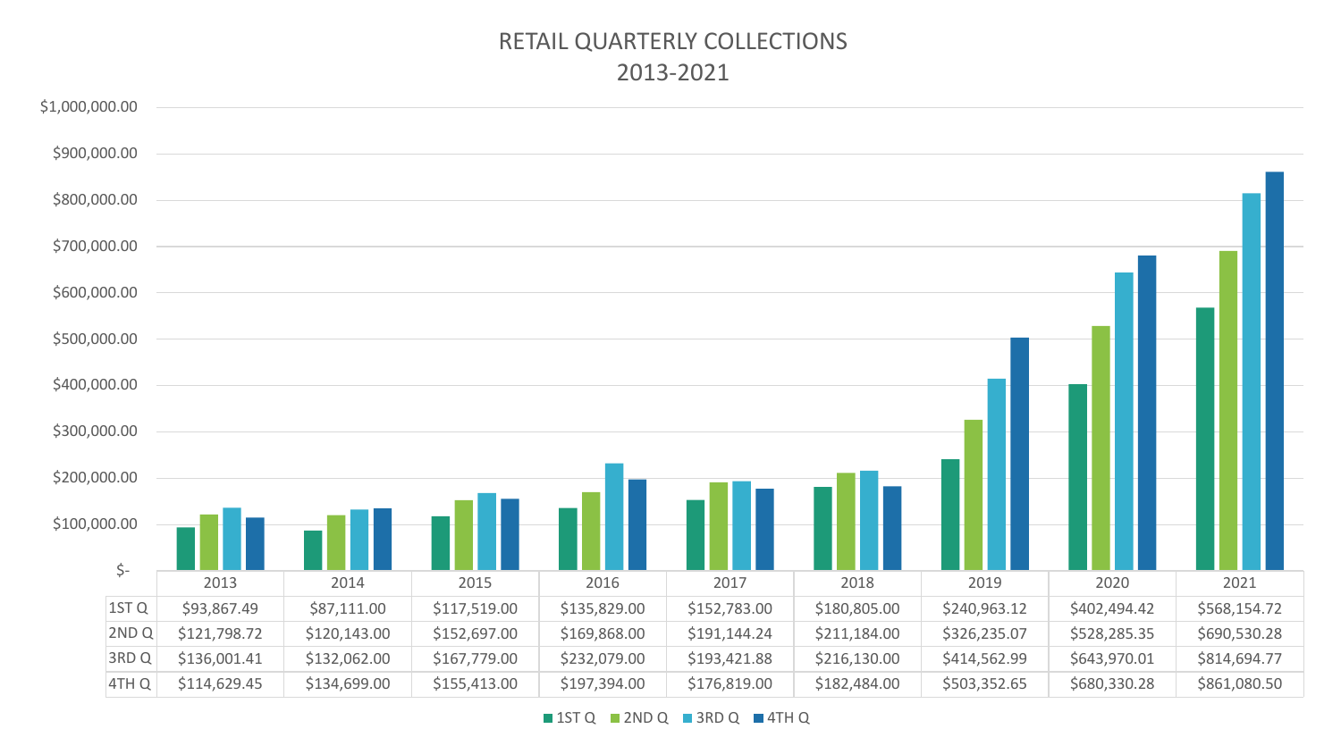# RETAIL QUARTERLY COLLECTIONS
## 2013-2021

| | 2013 | 2014 | 2015 | 2016 | 2017 | 2018 | 2019 | 2020 | 2021 |
|---|---|---|---|---|---|---|---|---|---|
| 1ST Q | $93,867.49 | $87,111.00 | $117,519.00 | $135,829.00 | $152,783.00 | $180,805.00 | $240,963.12 | $402,494.42 | $568,154.72 |
| 2ND Q | $121,798.72 | $120,143.00 | $152,697.00 | $169,868.00 | $191,144.24 | $211,184.00 | $326,235.07 | $528,285.35 | $690,530.28 |
| 3RD Q | $136,001.41 | $132,062.00 | $167,779.00 | $232,079.00 | $193,421.88 | $216,130.00 | $414,562.99 | $643,970.01 | $814,694.77 |
| 4TH Q | $114,629.45 | $134,699.00 | $155,413.00 | $197,394.00 | $176,819.00 | $182,484.00 | $503,352.65 | $680,330.28 | $861,080.50 |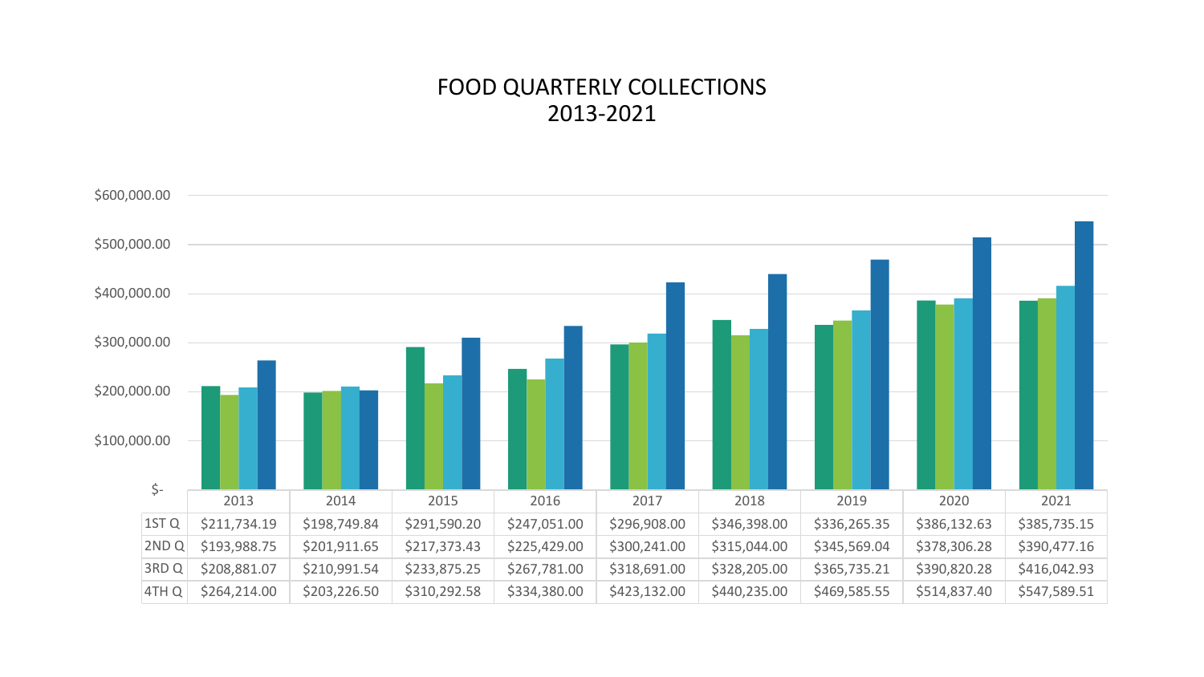# FOOD QUARTERLY COLLECTIONS
# 2013-2021

| | 2013 | 2014 | 2015 | 2016 | 2017 | 2018 | 2019 | 2020 | 2021 |
|---|---|---|---|---|---|---|---|---|---|
| 1ST Q | $211,734.19 | $198,749.84 | $291,590.20 | $247,051.00 | $296,908.00 | $346,398.00 | $336,265.35 | $386,132.63 | $385,735.15 |
| 2ND Q | $193,988.75 | $201,911.65 | $217,373.43 | $225,429.00 | $300,241.00 | $315,044.00 | $345,569.04 | $378,306.28 | $390,477.16 |
| 3RD Q | $208,881.07 | $210,991.54 | $233,875.25 | $267,781.00 | $318,691.00 | $328,205.00 | $365,735.21 | $390,820.28 | $416,042.93 |
| 4TH Q | $264,214.00 | $203,226.50 | $310,292.58 | $334,380.00 | $423,132.00 | $440,235.00 | $469,585.55 | $514,837.40 | $547,589.51 |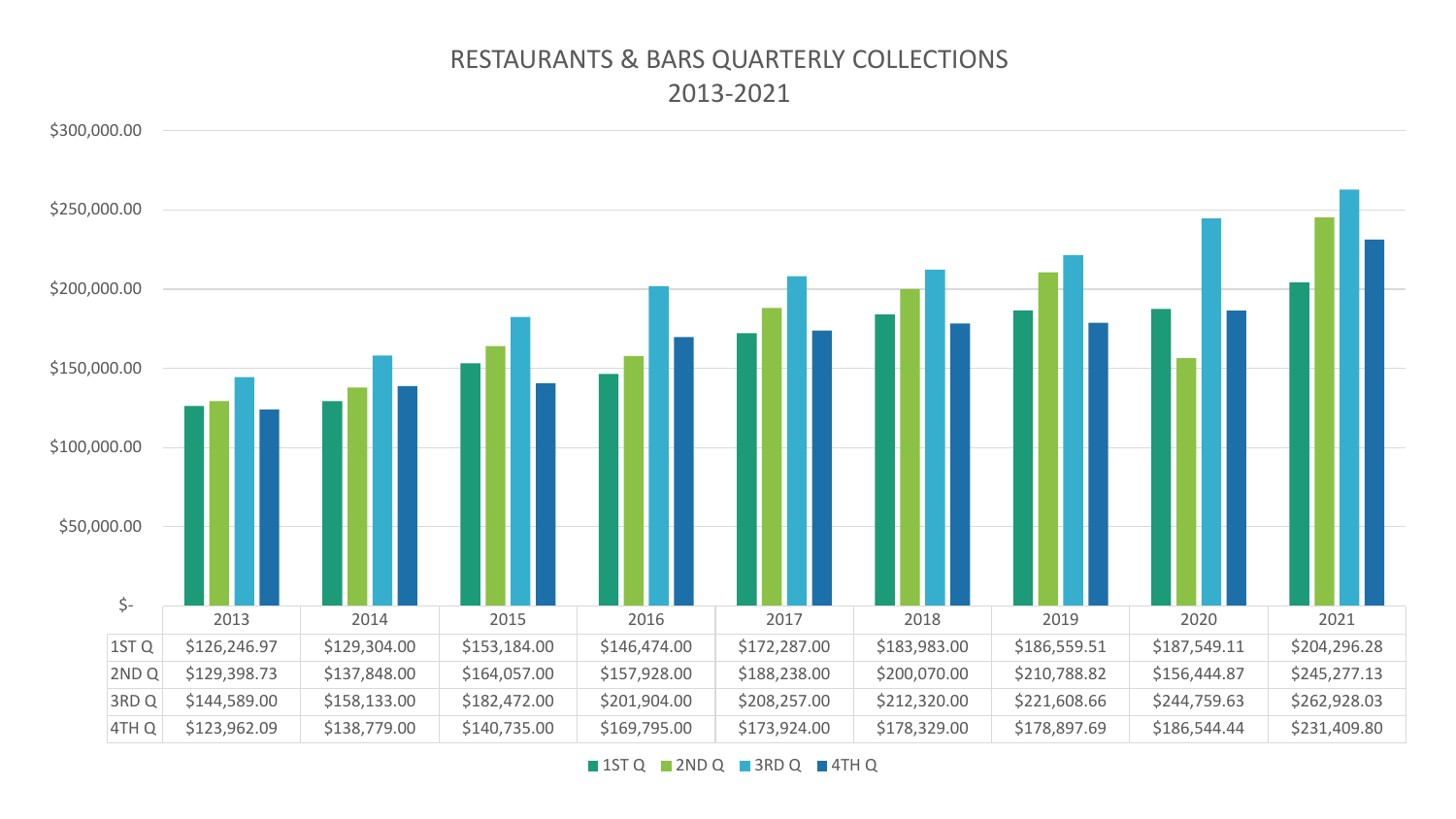# RESTAURANTS & BARS QUARTERLY COLLECTIONS
## 2013-2021

| | 2013 | 2014 | 2015 | 2016 | 2017 | 2018 | 2019 | 2020 | 2021 |
|---|---|---|---|---|---|---|---|---|---|
| 1ST Q | $126,246.97 | $129,304.00 | $153,184.00 | $146,474.00 | $172,287.00 | $183,983.00 | $186,559.51 | $187,549.11 | $204,296.28 |
| 2ND Q | $129,398.73 | $137,848.00 | $164,057.00 | $157,928.00 | $188,238.00 | $200,070.00 | $210,788.82 | $156,444.87 | $245,277.13 |
| 3RD Q | $144,589.00 | $158,133.00 | $182,472.00 | $201,904.00 | $208,257.00 | $212,320.00 | $221,608.66 | $244,759.63 | $262,928.03 |
| 4TH Q | $123,962.09 | $138,779.00 | $140,735.00 | $169,795.00 | $173,924.00 | $178,329.00 | $178,897.69 | $186,544.44 | $231,409.80 |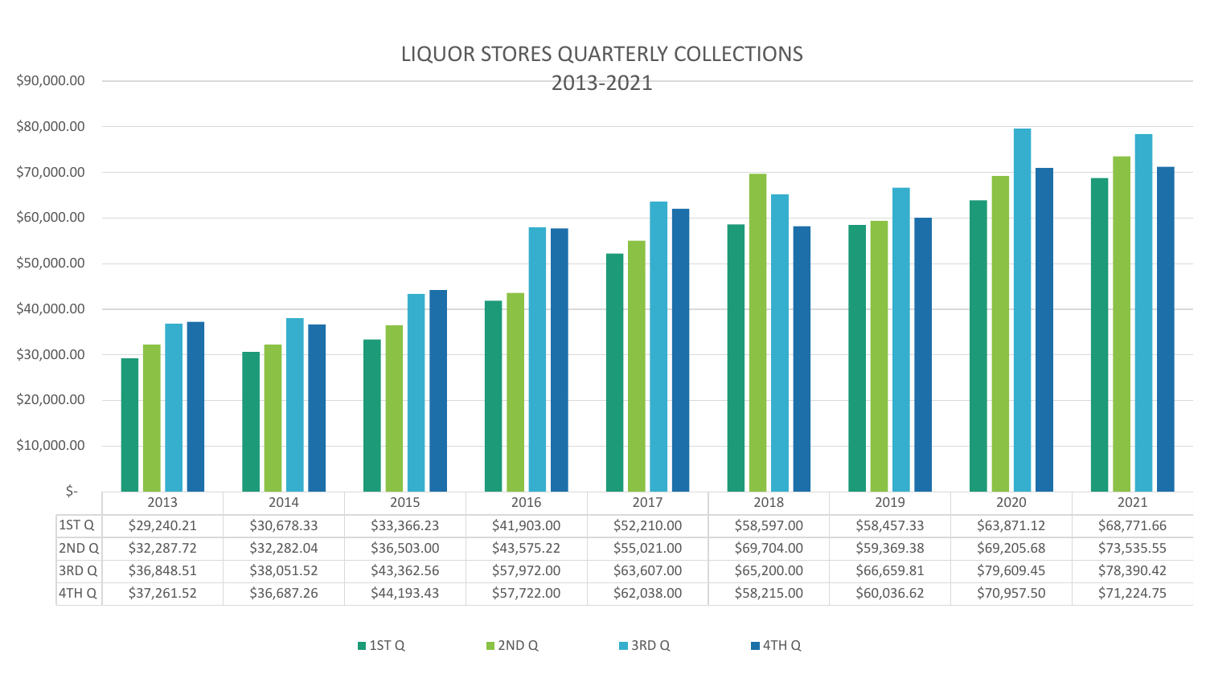# LIQUOR STORES QUARTERLY COLLECTIONS
## 2013-2021

| | 2013 | 2014 | 2015 | 2016 | 2017 | 2018 | 2019 | 2020 | 2021 |
|---|---|---|---|---|---|---|---|---|---|
| 1ST Q | $29,240.21 | $30,678.33 | $33,366.23 | $41,903.00 | $52,210.00 | $58,597.00 | $58,457.33 | $63,871.12 | $68,771.66 |
| 2ND Q | $32,287.72 | $32,282.04 | $36,503.00 | $43,575.22 | $55,021.00 | $69,704.00 | $59,369.38 | $69,205.68 | $73,535.55 |
| 3RD Q | $36,848.51 | $38,051.52 | $43,362.56 | $57,972.00 | $63,607.00 | $65,200.00 | $66,659.81 | $79,609.45 | $78,390.42 |
| 4TH Q | $37,261.52 | $36,687.26 | $44,193.43 | $57,722.00 | $62,038.00 | $58,215.00 | $60,036.62 | $70,957.50 | $71,224.75 |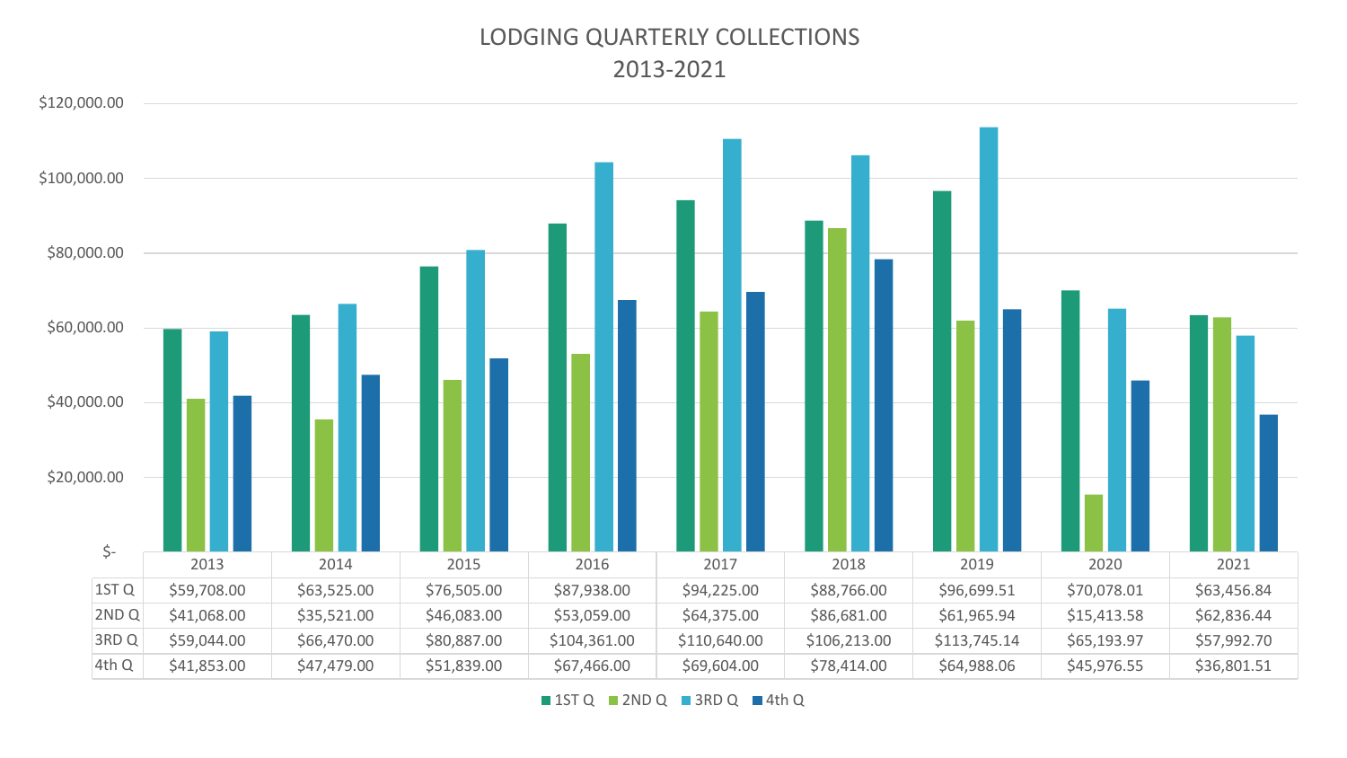# LODGING QUARTERLY COLLECTIONS
## 2013-2021

| | 2013 | 2014 | 2015 | 2016 | 2017 | 2018 | 2019 | 2020 | 2021 |
|---|---|---|---|---|---|---|---|---|---|
| 1ST Q | $59,708.00 | $63,525.00 | $76,505.00 | $87,938.00 | $94,225.00 | $88,766.00 | $96,699.51 | $70,078.01 | $63,456.84 |
| 2ND Q | $41,068.00 | $35,521.00 | $46,083.00 | $53,059.00 | $64,375.00 | $86,681.00 | $61,965.94 | $15,413.58 | $62,836.44 |
| 3RD Q | $59,044.00 | $66,470.00 | $80,887.00 | $104,361.00 | $110,640.00 | $106,213.00 | $113,745.14 | $65,193.97 | $57,992.70 |
| 4th Q | $41,853.00 | $47,479.00 | $51,839.00 | $67,466.00 | $69,604.00 | $78,414.00 | $64,988.06 | $45,976.55 | $36,801.51 |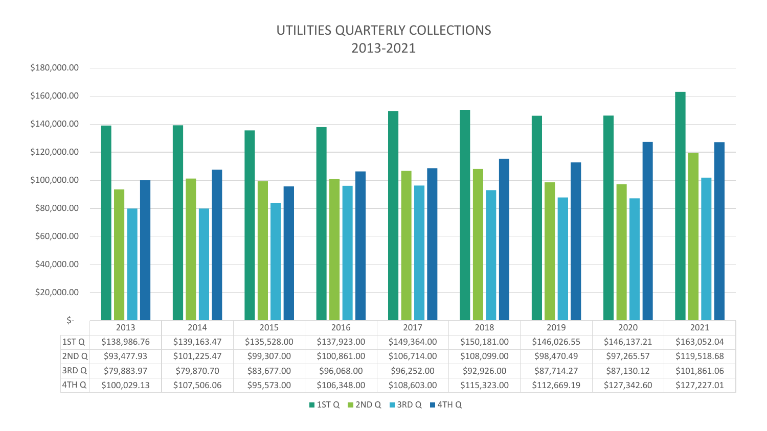# UTILITIES QUARTERLY COLLECTIONS
## 2013-2021

| | 2013 | 2014 | 2015 | 2016 | 2017 | 2018 | 2019 | 2020 | 2021 |
|---|---|---|---|---|---|---|---|---|---|
| 1ST Q | $138,986.76 | $139,163.47 | $135,528.00 | $137,923.00 | $149,364.00 | $150,181.00 | $146,026.55 | $146,137.21 | $163,052.04 |
| 2ND Q | $93,477.93 | $101,225.47 | $99,307.00 | $100,861.00 | $106,714.00 | $108,099.00 | $98,470.49 | $97,265.57 | $119,518.68 |
| 3RD Q | $79,883.97 | $79,870.70 | $83,677.00 | $96,068.00 | $96,252.00 | $92,926.00 | $87,714.27 | $87,130.12 | $101,861.06 |
| 4TH Q | $100,029.13 | $107,506.06 | $95,573.00 | $106,348.00 | $108,603.00 | $115,323.00 | $112,669.19 | $127,342.60 | $127,227.01 |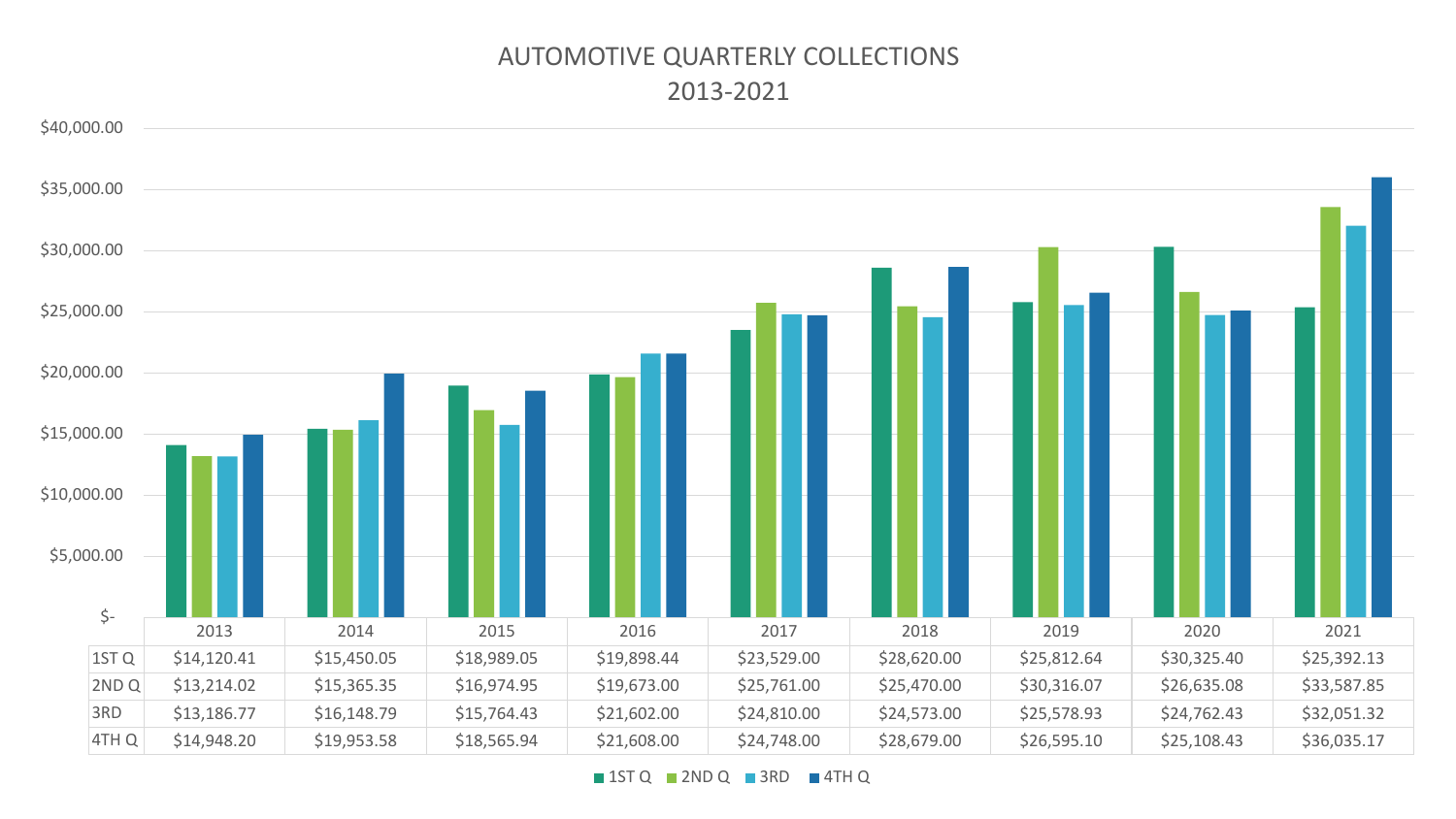# AUTOMOTIVE QUARTERLY COLLECTIONS 2013-2021

| | 2013 | 2014 | 2015 | 2016 | 2017 | 2018 | 2019 | 2020 | 2021 |
|---|---|---|---|---|---|---|---|---|---|
| 1ST Q | $14,120.41 | $15,450.05 | $18,989.05 | $19,898.44 | $23,529.00 | $28,620.00 | $25,812.64 | $30,325.40 | $25,392.13 |
| 2ND Q | $13,214.02 | $15,365.35 | $16,974.95 | $19,673.00 | $25,761.00 | $25,470.00 | $30,316.07 | $26,635.08 | $33,587.85 |
| 3RD | $13,186.77 | $16,148.79 | $15,764.43 | $21,602.00 | $24,810.00 | $24,573.00 | $25,578.93 | $24,762.43 | $32,051.32 |
| 4TH Q | $14,948.20 | $19,953.58 | $18,565.94 | $21,608.00 | $24,748.00 | $28,679.00 | $26,595.10 | $25,108.43 | $36,035.17 |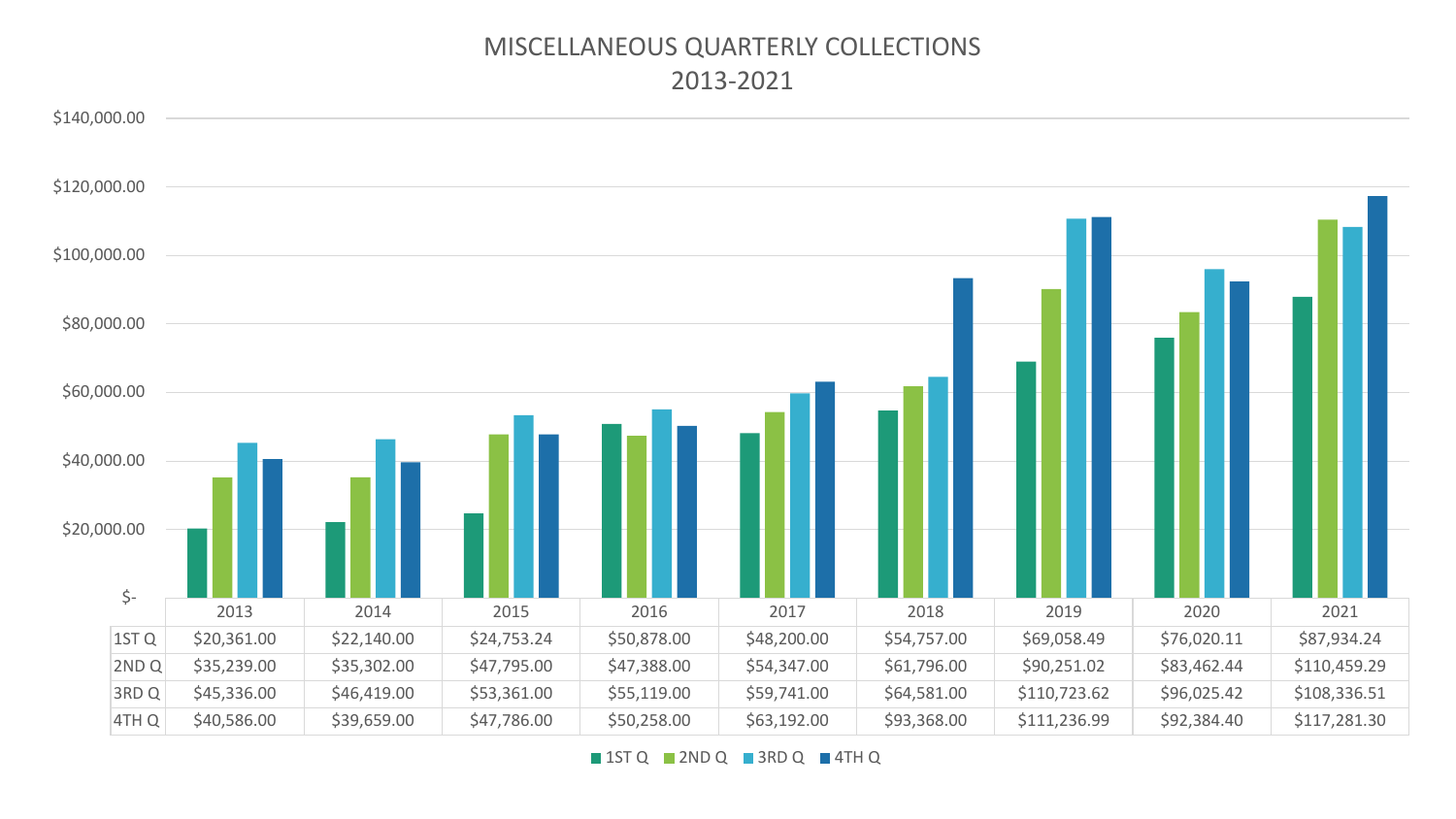# MISCELLANEOUS QUARTERLY COLLECTIONS
## 2013-2021

| | 2013 | 2014 | 2015 | 2016 | 2017 | 2018 | 2019 | 2020 | 2021 |
|---|---|---|---|---|---|---|---|---|---|
| 1ST Q | $20,361.00 | $22,140.00 | $24,753.24 | $50,878.00 | $48,200.00 | $54,757.00 | $69,058.49 | $76,020.11 | $87,934.24 |
| 2ND Q | $35,239.00 | $35,302.00 | $47,795.00 | $47,388.00 | $54,347.00 | $61,796.00 | $90,251.02 | $83,462.44 | $110,459.29 |
| 3RD Q | $45,336.00 | $46,419.00 | $53,361.00 | $55,119.00 | $59,741.00 | $64,581.00 | $110,723.62 | $96,025.42 | $108,336.51 |
| 4TH Q | $40,586.00 | $39,659.00 | $47,786.00 | $50,258.00 | $63,192.00 | $93,368.00 | $111,236.99 | $92,384.40 | $117,281.30 |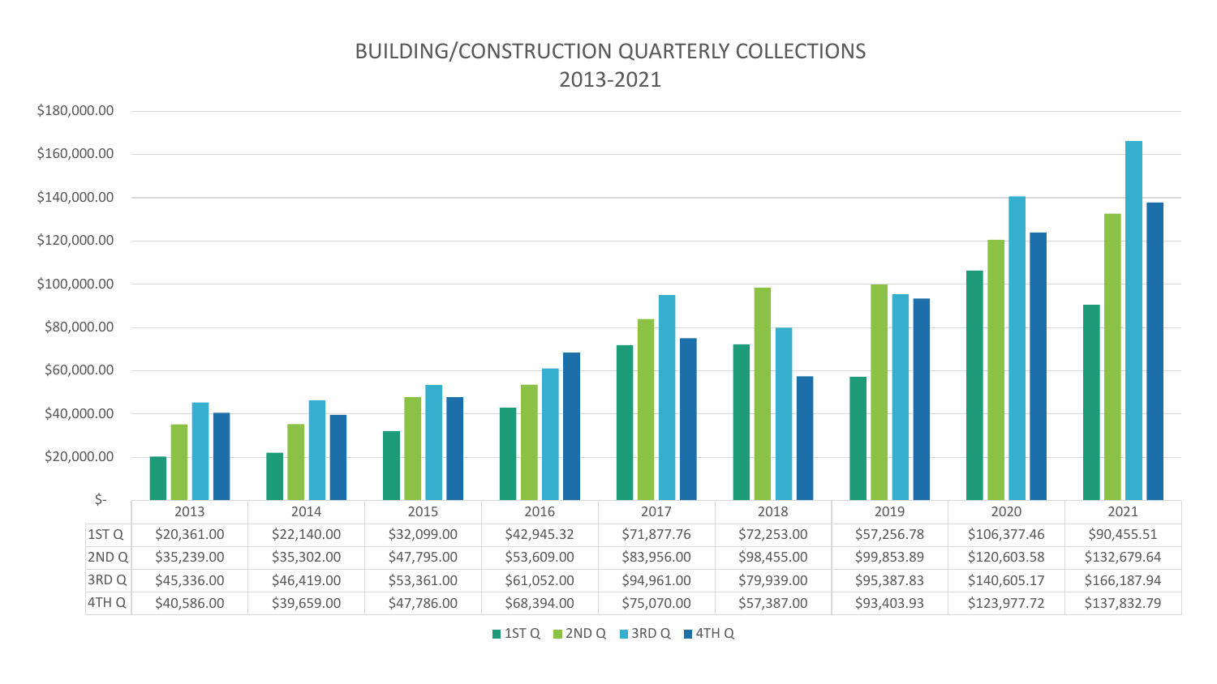# BUILDING/CONSTRUCTION QUARTERLY COLLECTIONS
## 2013-2021

| | 2013 | 2014 | 2015 | 2016 | 2017 | 2018 | 2019 | 2020 | 2021 |
|---|---|---|---|---|---|---|---|---|---|
| 1ST Q | $20,361.00 | $22,140.00 | $32,099.00 | $42,945.32 | $71,877.76 | $72,253.00 | $57,256.78 | $106,377.46 | $90,455.51 |
| 2ND Q | $35,239.00 | $35,302.00 | $47,795.00 | $53,609.00 | $83,956.00 | $98,455.00 | $99,853.89 | $120,603.58 | $132,679.64 |
| 3RD Q | $45,336.00 | $46,419.00 | $53,361.00 | $61,052.00 | $94,961.00 | $79,939.00 | $95,387.83 | $140,605.17 | $166,187.94 |
| 4TH Q | $40,586.00 | $39,659.00 | $47,786.00 | $68,394.00 | $75,070.00 | $57,387.00 | $93,403.93 | $123,977.72 | $137,832.79 |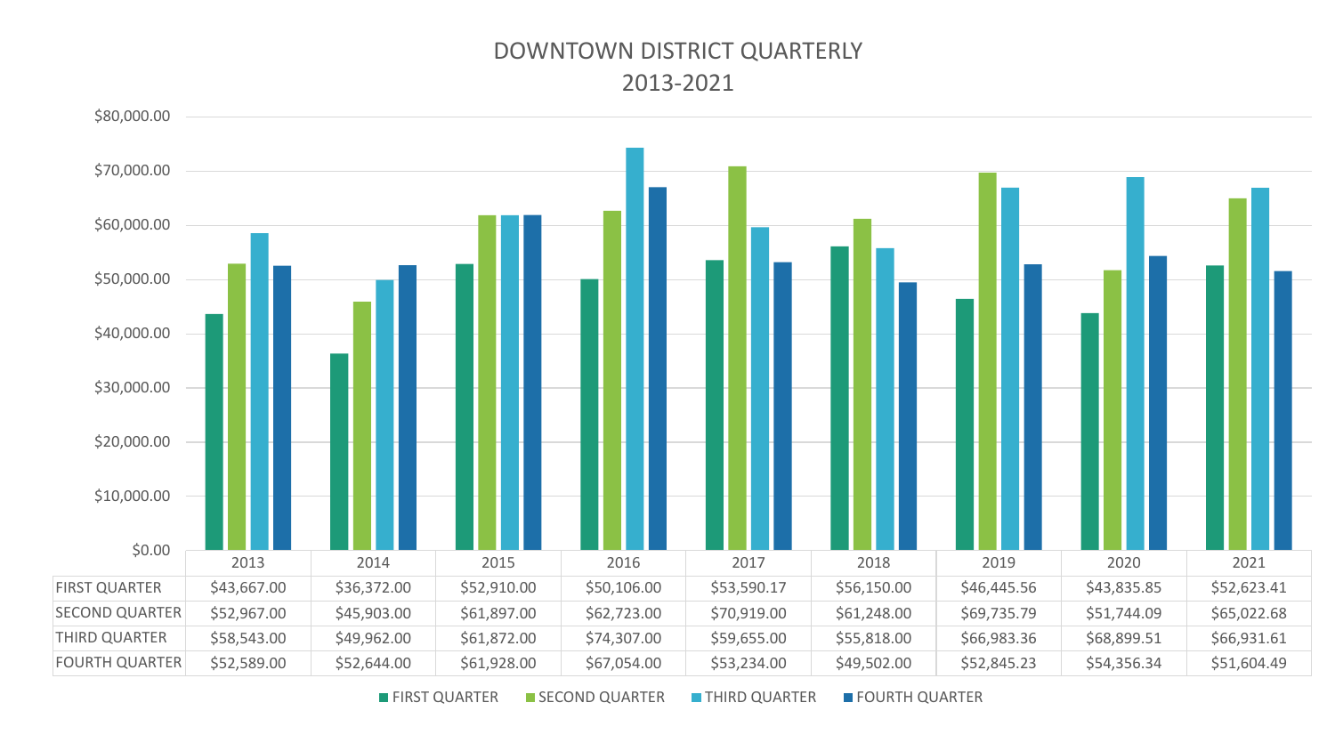# DOWNTOWN DISTRICT QUARTERLY
## 2013-2021

| | 2013 | 2014 | 2015 | 2016 | 2017 | 2018 | 2019 | 2020 | 2021 |
|---|---|---|---|---|---|---|---|---|---|
| FIRST QUARTER | $43,667.00 | $36,372.00 | $52,910.00 | $50,106.00 | $53,590.17 | $56,150.00 | $46,445.56 | $43,835.85 | $52,623.41 |
| SECOND QUARTER | $52,967.00 | $45,903.00 | $61,897.00 | $62,723.00 | $70,919.00 | $61,248.00 | $69,735.79 | $51,744.09 | $65,022.68 |
| THIRD QUARTER | $58,543.00 | $49,962.00 | $61,872.00 | $74,307.00 | $59,655.00 | $55,818.00 | $66,983.36 | $68,899.51 | $66,931.61 |
| FOURTH QUARTER | $52,589.00 | $52,644.00 | $61,928.00 | $67,054.00 | $53,234.00 | $49,502.00 | $52,845.23 | $54,356.34 | $51,604.49 |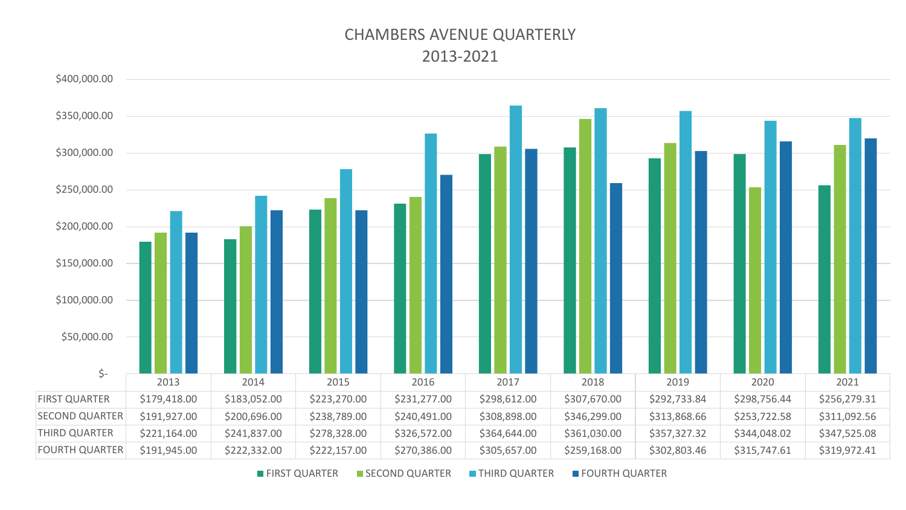# CHAMBERS AVENUE QUARTERLY
## 2013-2021

| | 2013 | 2014 | 2015 | 2016 | 2017 | 2018 | 2019 | 2020 | 2021 |
|---|---|---|---|---|---|---|---|---|---|
| FIRST QUARTER | $179,418.00 | $183,052.00 | $223,270.00 | $231,277.00 | $298,612.00 | $307,670.00 | $292,733.84 | $298,756.44 | $256,279.31 |
| SECOND QUARTER | $191,927.00 | $200,696.00 | $238,789.00 | $240,491.00 | $308,898.00 | $346,299.00 | $313,868.66 | $253,722.58 | $311,092.56 |
| THIRD QUARTER | $221,164.00 | $241,837.00 | $278,328.00 | $326,572.00 | $364,644.00 | $361,030.00 | $357,327.32 | $344,048.02 | $347,525.08 |
| FOURTH QUARTER | $191,945.00 | $222,332.00 | $222,157.00 | $270,386.00 | $305,657.00 | $259,168.00 | $302,803.46 | $315,747.61 | $319,972.41 |

FIRST QUARTER | SECOND QUARTER | THIRD QUARTER | FOURTH QUARTER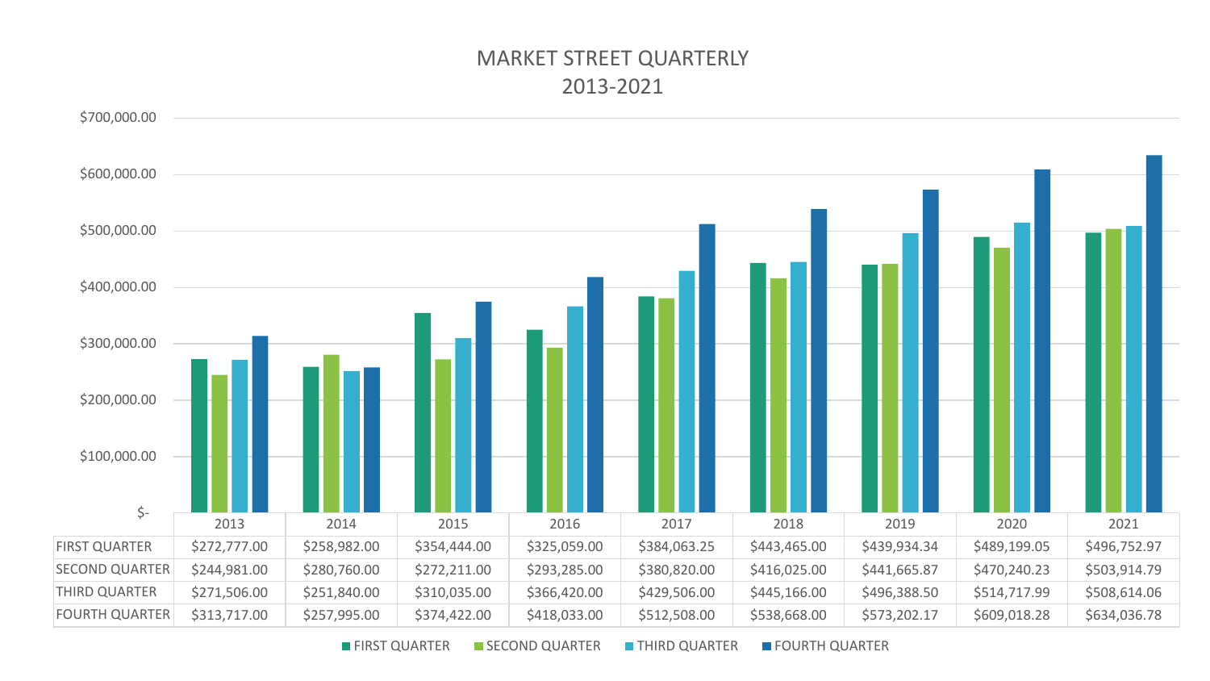# MARKET STREET QUARTERLY
## 2013-2021

| | 2013 | 2014 | 2015 | 2016 | 2017 | 2018 | 2019 | 2020 | 2021 |
|---|---|---|---|---|---|---|---|---|---|
| FIRST QUARTER | $272,777.00 | $258,982.00 | $354,444.00 | $325,059.00 | $384,063.25 | $443,465.00 | $439,934.34 | $489,199.05 | $496,752.97 |
| SECOND QUARTER | $244,981.00 | $280,760.00 | $272,211.00 | $293,285.00 | $380,820.00 | $416,025.00 | $441,665.87 | $470,240.23 | $503,914.79 |
| THIRD QUARTER | $271,506.00 | $251,840.00 | $310,035.00 | $366,420.00 | $429,506.00 | $445,166.00 | $496,388.50 | $514,717.99 | $508,614.06 |
| FOURTH QUARTER | $313,717.00 | $257,995.00 | $374,422.00 | $418,033.00 | $512,508.00 | $538,668.00 | $573,202.17 | $609,018.28 | $634,036.78 |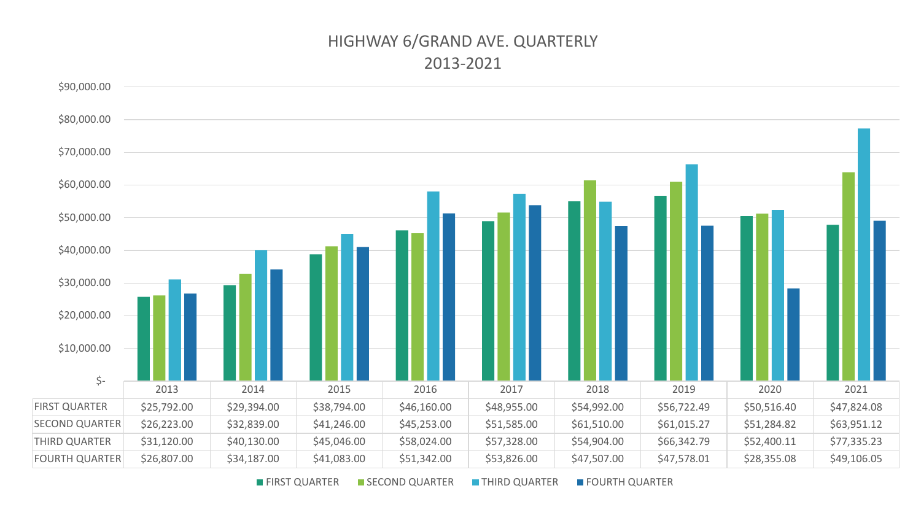# HIGHWAY 6/GRAND AVE. QUARTERLY
## 2013-2021

| | 2013 | 2014 | 2015 | 2016 | 2017 | 2018 | 2019 | 2020 | 2021 |
|---|---|---|---|---|---|---|---|---|---|
| FIRST QUARTER | $25,792.00 | $29,394.00 | $38,794.00 | $46,160.00 | $48,955.00 | $54,992.00 | $56,722.49 | $50,516.40 | $47,824.08 |
| SECOND QUARTER | $26,223.00 | $32,839.00 | $41,246.00 | $45,253.00 | $51,585.00 | $61,510.00 | $61,015.27 | $51,284.82 | $63,951.12 |
| THIRD QUARTER | $31,120.00 | $40,130.00 | $45,046.00 | $58,024.00 | $57,328.00 | $54,904.00 | $66,342.79 | $52,400.11 | $77,335.23 |
| FOURTH QUARTER | $26,807.00 | $34,187.00 | $41,083.00 | $51,342.00 | $53,826.00 | $47,507.00 | $47,578.01 | $28,355.08 | $49,106.05 |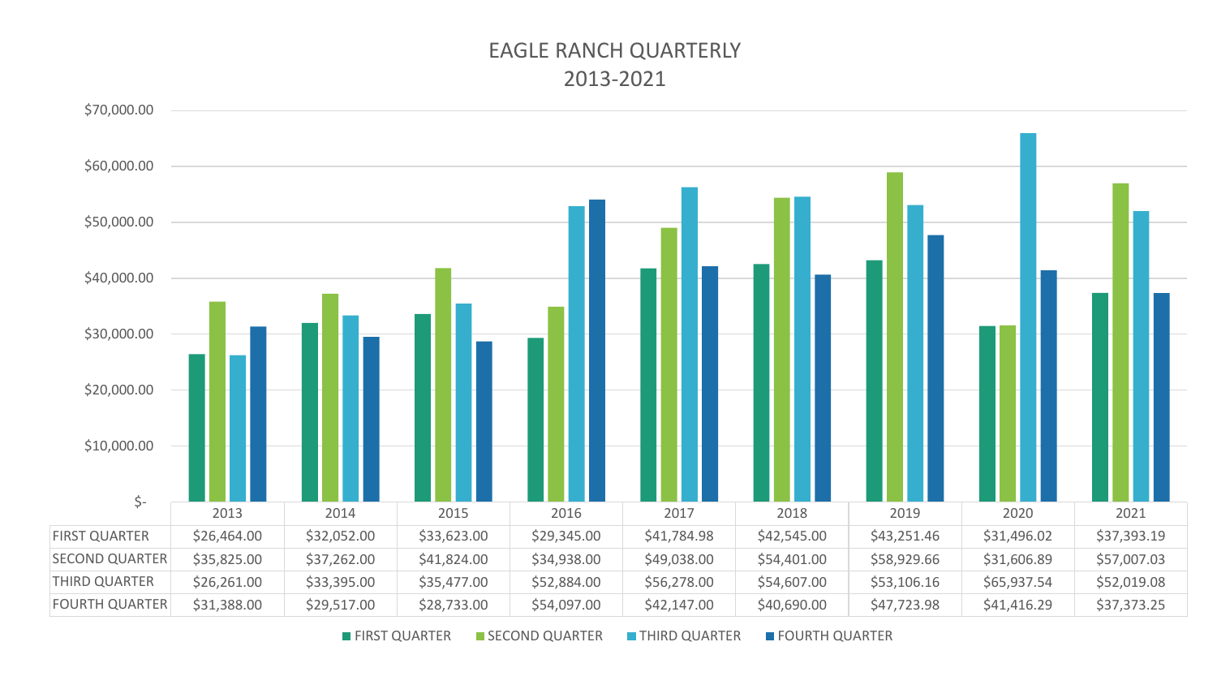# EAGLE RANCH QUARTERLY
## 2013-2021

| | 2013 | 2014 | 2015 | 2016 | 2017 | 2018 | 2019 | 2020 | 2021 |
|---|---|---|---|---|---|---|---|---|---|
| FIRST QUARTER | $26,464.00 | $32,052.00 | $33,623.00 | $29,345.00 | $41,784.98 | $42,545.00 | $43,251.46 | $31,496.02 | $37,393.19 |
| SECOND QUARTER | $35,825.00 | $37,262.00 | $41,824.00 | $34,938.00 | $49,038.00 | $54,401.00 | $58,929.66 | $31,606.89 | $57,007.03 |
| THIRD QUARTER | $26,261.00 | $33,395.00 | $35,477.00 | $52,884.00 | $56,278.00 | $54,607.00 | $53,106.16 | $65,937.54 | $52,019.08 |
| FOURTH QUARTER | $31,388.00 | $29,517.00 | $28,733.00 | $54,097.00 | $42,147.00 | $40,690.00 | $47,723.98 | $41,416.29 | $37,373.25 |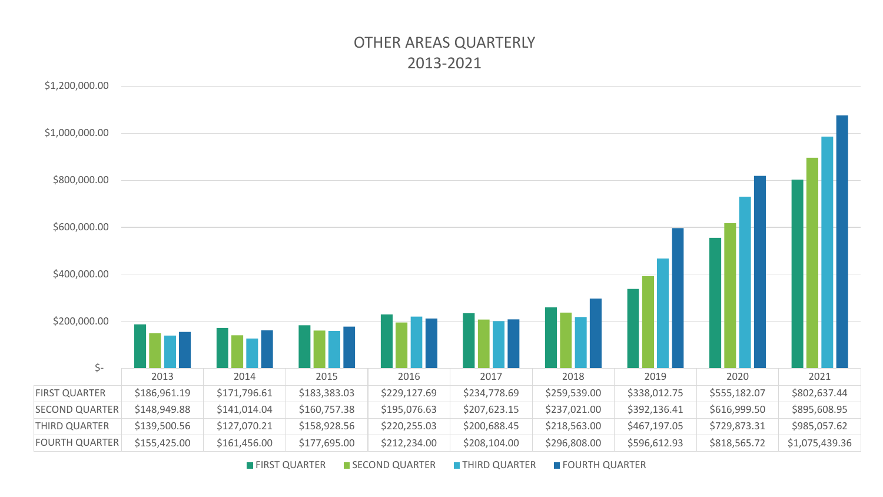OTHER AREAS QUARTERLY
2013-2021

$1,200,000.00
$1,000,000.00
$800,000.00
$600,000.00
$400,000.00
$200,000.00
$-

| | 2013 | 2014 | 2015 | 2016 | 2017 | 2018 | 2019 | 2020 | 2021 |
|---|---|---|---|---|---|---|---|---|---|
| FIRST QUARTER | $186,961.19 | $171,796.61 | $183,383.03 | $229,127.69 | $234,778.69 | $259,539.00 | $338,012.75 | $555,182.07 | $802,637.44 |
| SECOND QUARTER | $148,949.88 | $141,014.04 | $160,757.38 | $195,076.63 | $207,623.15 | $237,021.00 | $392,136.41 | $616,999.50 | $895,608.95 |
| THIRD QUARTER | $139,500.56 | $127,070.21 | $158,928.56 | $220,255.03 | $200,688.45 | $218,563.00 | $467,197.05 | $729,873.31 | $985,057.62 |
| FOURTH QUARTER | $155,425.00 | $161,456.00 | $177,695.00 | $212,234.00 | $208,104.00 | $296,808.00 | $596,612.93 | $818,565.72 | $1,075,439.36 |

FIRST QUARTER   SECOND QUARTER   THIRD QUARTER   FOURTH QUARTER